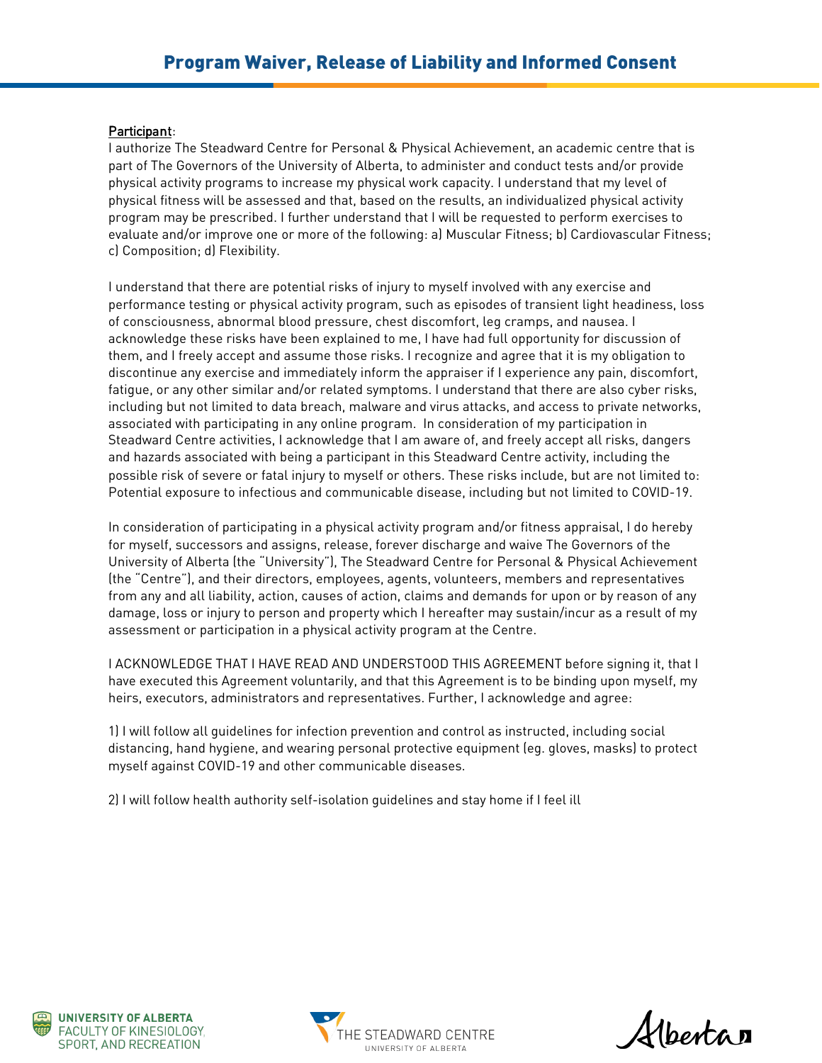# Program Waiver, Release of Liability and Informed Consent

<u>Participant</u>:

I authorize The Steadward Centre for Personal & Physical Achievement, an academic centre that is part of The Governors of the University of Alberta, to administer and conduct tests and/or provide physical activity programs to increase my physical work capacity. I understand that my level of physical fitness will be assessed and that, based on the results, an individualized physical activity program may be prescribed. I further understand that I will be requested to perform exercises to evaluate and/or improve one or more of the following: a) Muscular Fitness; b) Cardiovascular Fitness; c) Composition; d) Flexibility.

I understand that there are potential risks of injury to myself involved with any exercise and performance testing or physical activity program, such as episodes of transient light headiness, loss of consciousness, abnormal blood pressure, chest discomfort, leg cramps, and nausea. I acknowledge these risks have been explained to me, I have had full opportunity for discussion of them, and I freely accept and assume those risks. I recognize and agree that it is my obligation to discontinue any exercise and immediately inform the appraiser if I experience any pain, discomfort, fatigue, or any other similar and/or related symptoms. I understand that there are also cyber risks, including but not limited to data breach, malware and virus attacks, and access to private networks, associated with participating in any online program. In consideration of my participation in Steadward Centre activities, I acknowledge that I am aware of, and freely accept all risks, dangers and hazards associated with being a participant in this Steadward Centre activity, including the possible risk of severe or fatal injury to myself or others. These risks include, but are not limited to: Potential exposure to infectious and communicable disease, including but not limited to COVID-19.

In consideration of participating in a physical activity program and/or fitness appraisal, I do hereby for myself, successors and assigns, release, forever discharge and waive The Governors of the University of Alberta (the "University"), The Steadward Centre for Personal & Physical Achievement (the "Centre"), and their directors, employees, agents, volunteers, members and representatives from any and all liability, action, causes of action, claims and demands for upon or by reason of any damage, loss or injury to person and property which I hereafter may sustain/incur as a result of my assessment or participation in a physical activity program at the Centre.

I ACKNOWLEDGE THAT I HAVE READ AND UNDERSTOOD THIS AGREEMENT before signing it, that I have executed this Agreement voluntarily, and that this Agreement is to be binding upon myself, my heirs, executors, administrators and representatives. Further, I acknowledge and agree:

1) I will follow all guidelines for infection prevention and control as instructed, including social distancing, hand hygiene, and wearing personal protective equipment (eg. gloves, masks) to protect myself against COVID-19 and other communicable diseases.

2) I will follow health authority self-isolation guidelines and stay home if I feel ill

UNIVERSITY OF ALBERTA FACULTY OF KINESIOLOGY, SPORT, AND RECREATION

THE STEADWARD CENTRE UNIVERSITY OF ALBERTA

Alberta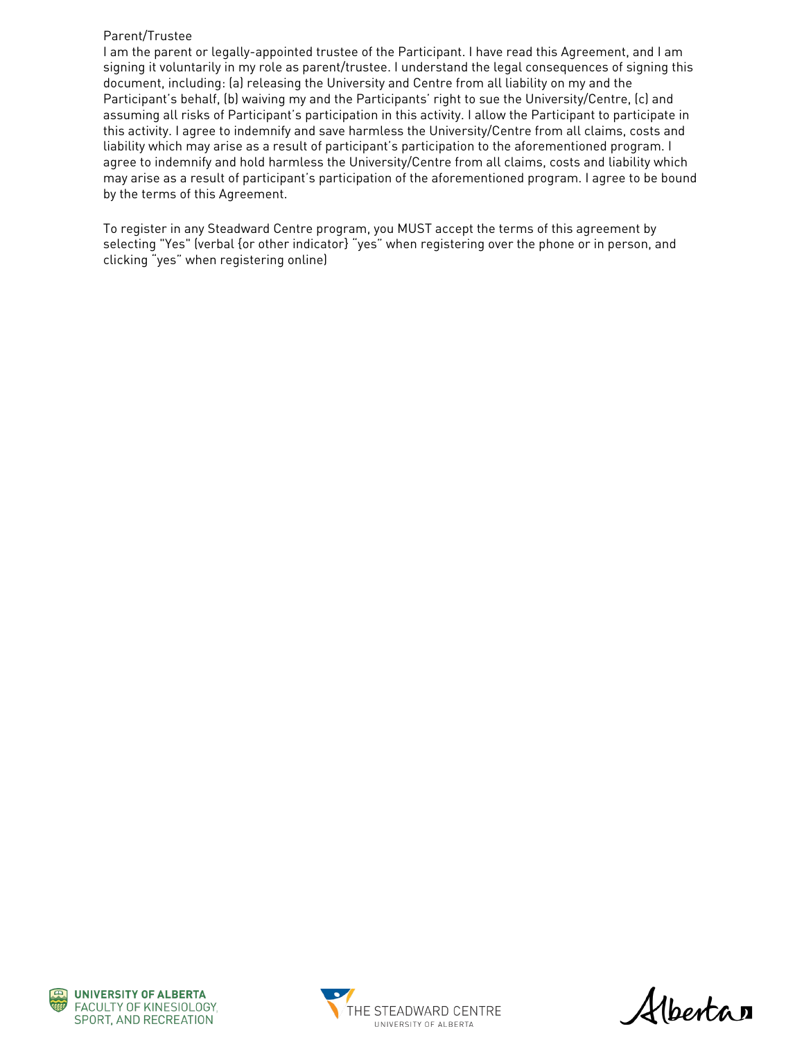Parent/Trustee

I am the parent or legally-appointed trustee of the Participant. I have read this Agreement, and I am signing it voluntarily in my role as parent/trustee. I understand the legal consequences of signing this document, including: (a) releasing the University and Centre from all liability on my and the Participant's behalf, (b) waiving my and the Participants' right to sue the University/Centre, (c) and assuming all risks of Participant's participation in this activity. I allow the Participant to participate in this activity. I agree to indemnify and save harmless the University/Centre from all claims, costs and liability which may arise as a result of participant's participation to the aforementioned program. I agree to indemnify and hold harmless the University/Centre from all claims, costs and liability which may arise as a result of participant's participation of the aforementioned program. I agree to be bound by the terms of this Agreement.

To register in any Steadward Centre program, you MUST accept the terms of this agreement by selecting "Yes" (verbal {or other indicator} "yes" when registering over the phone or in person, and clicking "yes" when registering online)

UNIVERSITY OF ALBERTA
FACULTY OF KINESIOLOGY, SPORT, AND RECREATION

THE STEADWARD CENTRE
UNIVERSITY OF ALBERTA

Alberta